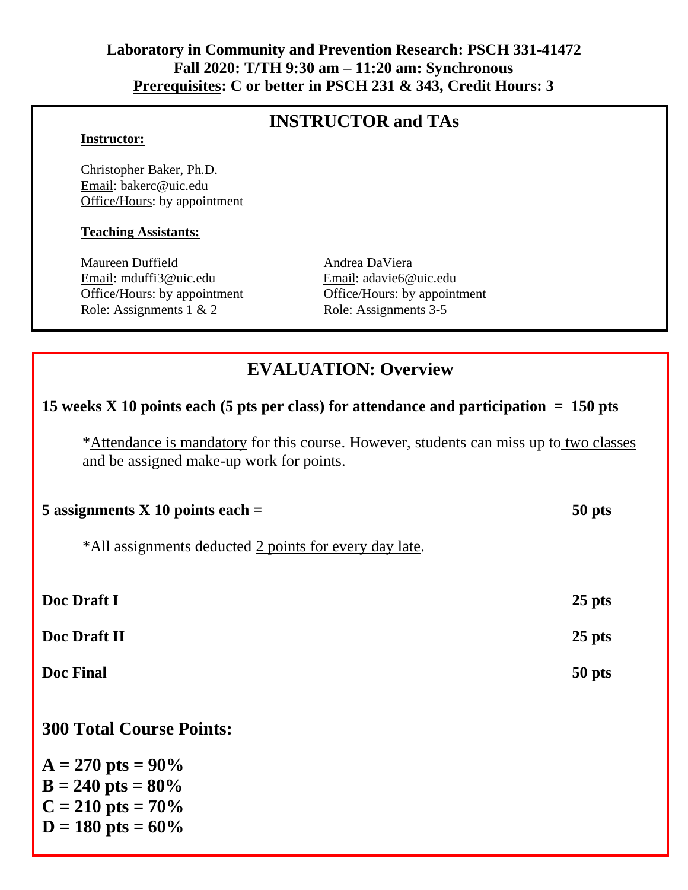**Laboratory in Community and Prevention Research: PSCH 331-41472**
**Fall 2020: T/TH 9:30 am – 11:20 am: Synchronous**
**Prerequisites: C or better in PSCH 231 & 343, Credit Hours: 3**

## INSTRUCTOR and TAs

**Instructor:**

Christopher Baker, Ph.D.
Email: bakerc@uic.edu
Office/Hours: by appointment

**Teaching Assistants:**

Maureen Duffield
Email: mduffi3@uic.edu
Office/Hours: by appointment
Role: Assignments 1 & 2

Andrea DaViera
Email: adavie6@uic.edu
Office/Hours: by appointment
Role: Assignments 3-5

## EVALUATION: Overview

**15 weeks X 10 points each (5 pts per class) for attendance and participation = 150 pts**

*Attendance is mandatory for this course. However, students can miss up to two classes and be assigned make-up work for points.

**5 assignments X 10 points each = 50 pts**

*All assignments deducted 2 points for every day late.

**Doc Draft I 25 pts**

**Doc Draft II 25 pts**

**Doc Final 50 pts**

### 300 Total Course Points:

**A = 270 pts = 90%**
**B = 240 pts = 80%**
**C = 210 pts = 70%**
**D = 180 pts = 60%**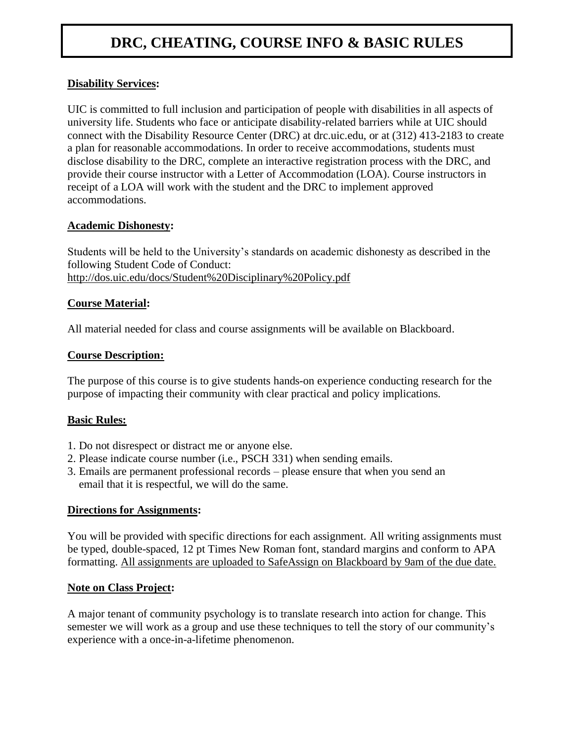# DRC, CHEATING, COURSE INFO & BASIC RULES

**<u>Disability Services</u>:**

UIC is committed to full inclusion and participation of people with disabilities in all aspects of university life. Students who face or anticipate disability-related barriers while at UIC should connect with the Disability Resource Center (DRC) at drc.uic.edu, or at (312) 413-2183 to create a plan for reasonable accommodations. In order to receive accommodations, students must disclose disability to the DRC, complete an interactive registration process with the DRC, and provide their course instructor with a Letter of Accommodation (LOA). Course instructors in receipt of a LOA will work with the student and the DRC to implement approved accommodations.

**<u>Academic Dishonesty</u>:**

Students will be held to the University's standards on academic dishonesty as described in the following Student Code of Conduct:
http://dos.uic.edu/docs/Student%20Disciplinary%20Policy.pdf

**<u>Course Material</u>:**

All material needed for class and course assignments will be available on Blackboard.

**<u>Course Description:</u>**

The purpose of this course is to give students hands-on experience conducting research for the purpose of impacting their community with clear practical and policy implications.

**<u>Basic Rules:</u>**

1. Do not disrespect or distract me or anyone else.
2. Please indicate course number (i.e., PSCH 331) when sending emails.
3. Emails are permanent professional records – please ensure that when you send an email that it is respectful, we will do the same.

**<u>Directions for Assignments</u>:**

You will be provided with specific directions for each assignment. All writing assignments must be typed, double-spaced, 12 pt Times New Roman font, standard margins and conform to APA formatting. <u>All assignments are uploaded to SafeAssign on Blackboard by 9am of the due date.</u>

**<u>Note on Class Project</u>:**

A major tenant of community psychology is to translate research into action for change. This semester we will work as a group and use these techniques to tell the story of our community's experience with a once-in-a-lifetime phenomenon.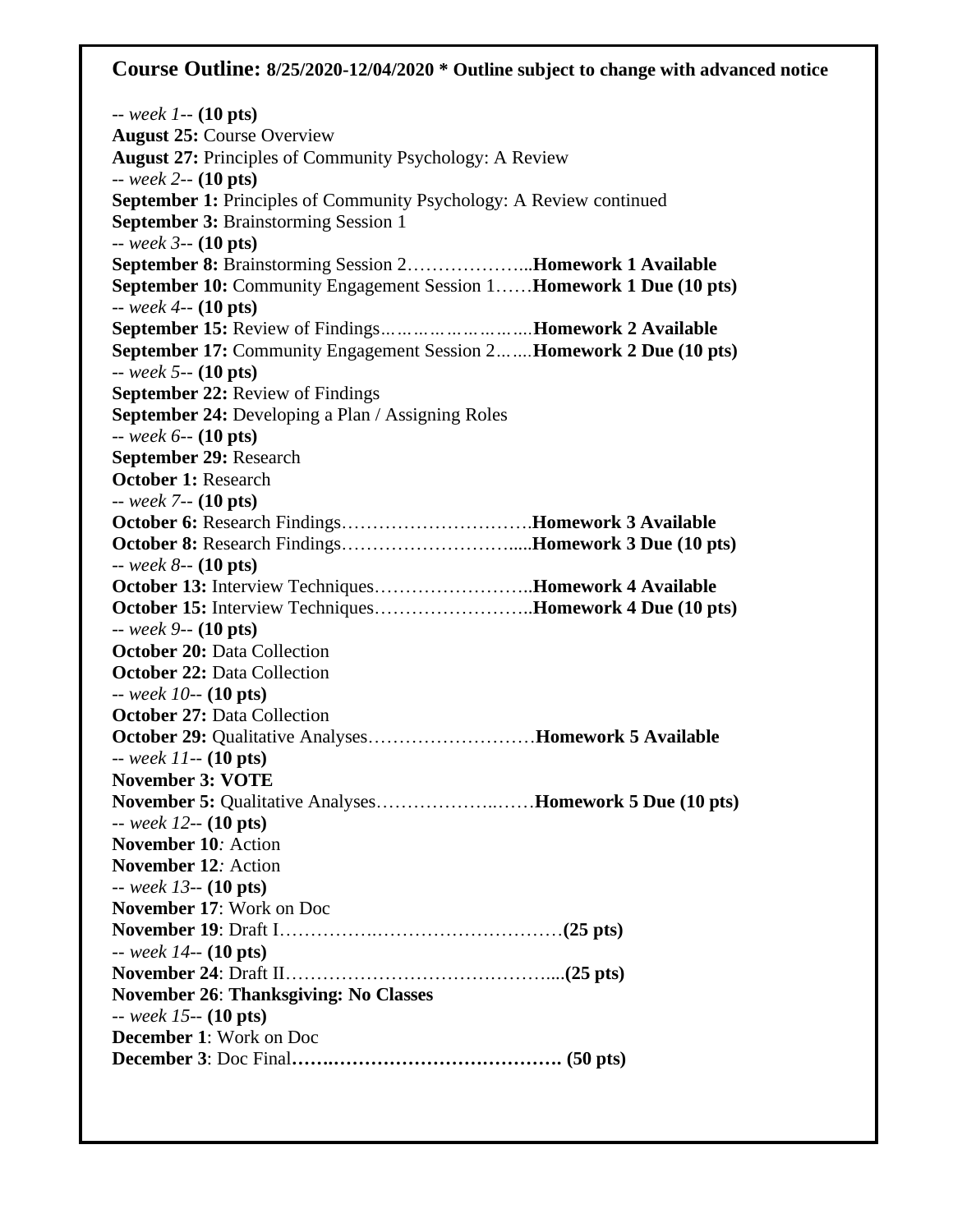**Course Outline: 8/25/2020-12/04/2020 * Outline subject to change with advanced notice**

-- *week 1*-- **(10 pts)**
**August 25:** Course Overview
**August 27:** Principles of Community Psychology: A Review
-- *week 2*-- **(10 pts)**
**September 1:** Principles of Community Psychology: A Review continued
**September 3:** Brainstorming Session 1
-- *week 3*-- **(10 pts)**
**September 8:** Brainstorming Session 2………………...**Homework 1 Available**
**September 10:** Community Engagement Session 1……**Homework 1 Due (10 pts)**
-- *week 4*-- **(10 pts)**
**September 15:** Review of Findings……………………..**Homework 2 Available**
**September 17:** Community Engagement Session 2…....**Homework 2 Due (10 pts)**
-- *week 5*-- **(10 pts)**
**September 22:** Review of Findings
**September 24:** Developing a Plan / Assigning Roles
-- *week 6*-- **(10 pts)**
**September 29:** Research
**October 1:** Research
-- *week 7*-- **(10 pts)**
**October 6:** Research Findings………………………….**Homework 3 Available**
**October 8:** Research Findings………………………....**Homework 3 Due (10 pts)**
-- *week 8*-- **(10 pts)**
**October 13:** Interview Techniques……………………..**Homework 4 Available**
**October 15:** Interview Techniques……………………..**Homework 4 Due (10 pts)**
-- *week 9*-- **(10 pts)**
**October 20:** Data Collection
**October 22:** Data Collection
-- *week 10*-- **(10 pts)**
**October 27:** Data Collection
**October 29:** Qualitative Analyses………………………**Homework 5 Available**
-- *week 11*-- **(10 pts)**
**November 3: VOTE**
**November 5:** Qualitative Analyses………………..……**Homework 5 Due (10 pts)**
-- *week 12*-- **(10 pts)**
**November 10***:* Action
**November 12***:* Action
-- *week 13*-- **(10 pts)**
**November 17**: Work on Doc
**November 19**: Draft I…………….………………………**(25 pts)**
-- *week 14*-- **(10 pts)**
**November 24**: Draft II……………………………………....**(25 pts)**
**November 26**: **Thanksgiving: No Classes**
-- *week 15*-- **(10 pts)**
**December 1**: Work on Doc
**December 3**: Doc Final**…….………………………………. (50 pts)**